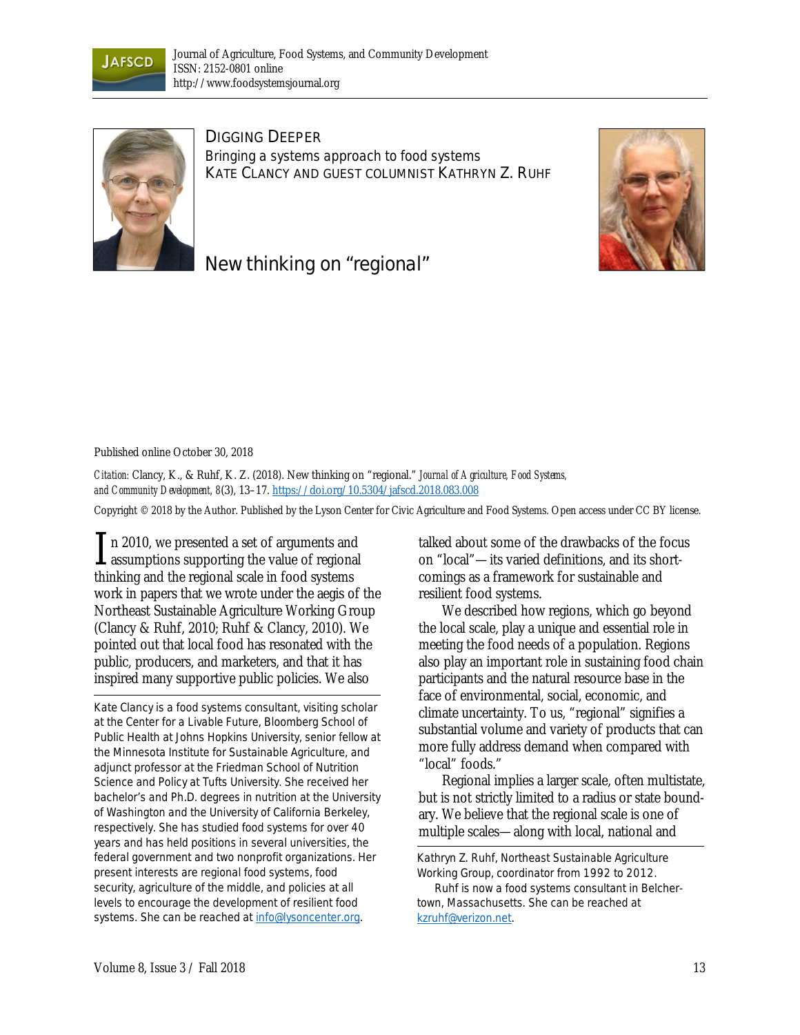Journal of Agriculture, Food Systems, and Community Development
ISSN: 2152-0801 online
http://www.foodsystemsjournal.org

DIGGING DEEPER
Bringing a systems approach to food systems
KATE CLANCY AND GUEST COLUMNIST KATHRYN Z. RUHF

# New thinking on "regional"

Published online October 30, 2018

*Citation:* Clancy, K., & Ruhf, K. Z. (2018). New thinking on "regional." *Journal of Agriculture, Food Systems, and Community Development, 8*(3), 13–17. https://doi.org/10.5304/jafscd.2018.083.008

Copyright © 2018 by the Author. Published by the Lyson Center for Civic Agriculture and Food Systems. Open access under CC BY license.

In 2010, we presented a set of arguments and assumptions supporting the value of regional thinking and the regional scale in food systems work in papers that we wrote under the aegis of the Northeast Sustainable Agriculture Working Group (Clancy & Ruhf, 2010; Ruhf & Clancy, 2010). We pointed out that local food has resonated with the public, producers, and marketers, and that it has inspired many supportive public policies. We also talked about some of the drawbacks of the focus on "local"—its varied definitions, and its shortcomings as a framework for sustainable and resilient food systems.

We described how regions, which go beyond the local scale, play a unique and essential role in meeting the food needs of a population. Regions also play an important role in sustaining food chain participants and the natural resource base in the face of environmental, social, economic, and climate uncertainty. To us, "regional" signifies a substantial volume and variety of products that can more fully address demand when compared with "local" foods."

Regional implies a larger scale, often multistate, but is not strictly limited to a radius or state boundary. We believe that the regional scale is one of multiple scales—along with local, national and

Kate Clancy is a food systems consultant, visiting scholar at the Center for a Livable Future, Bloomberg School of Public Health at Johns Hopkins University, senior fellow at the Minnesota Institute for Sustainable Agriculture, and adjunct professor at the Friedman School of Nutrition Science and Policy at Tufts University. She received her bachelor's and Ph.D. degrees in nutrition at the University of Washington and the University of California Berkeley, respectively. She has studied food systems for over 40 years and has held positions in several universities, the federal government and two nonprofit organizations. Her present interests are regional food systems, food security, agriculture of the middle, and policies at all levels to encourage the development of resilient food systems. She can be reached at info@lysoncenter.org.

Kathryn Z. Ruhf, Northeast Sustainable Agriculture Working Group, coordinator from 1992 to 2012.

Ruhf is now a food systems consultant in Belchertown, Massachusetts. She can be reached at kzruhf@verizon.net.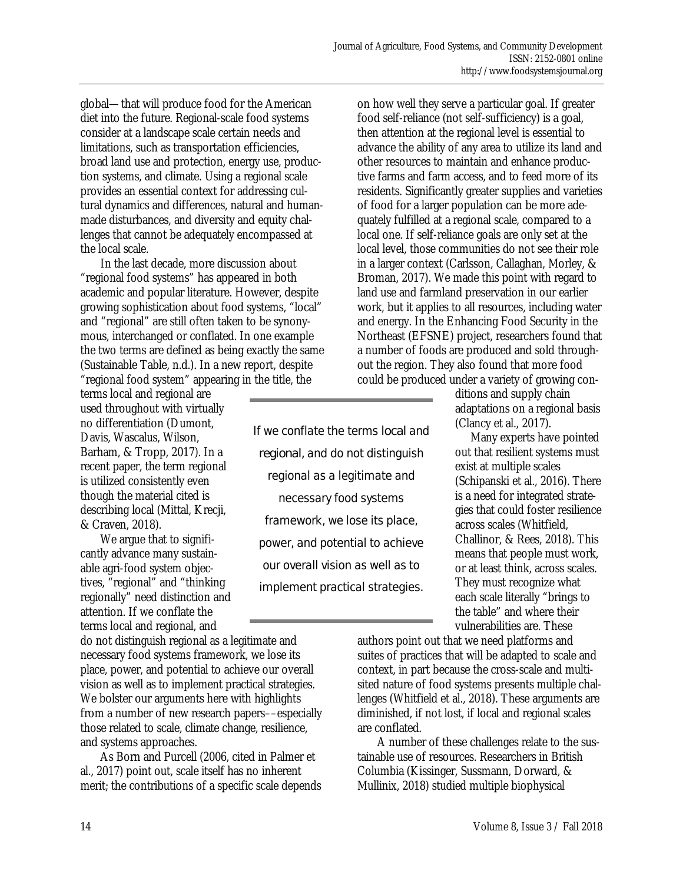global—that will produce food for the American diet into the future. Regional-scale food systems consider at a landscape scale certain needs and limitations, such as transportation efficiencies, broad land use and protection, energy use, production systems, and climate. Using a regional scale provides an essential context for addressing cultural dynamics and differences, natural and human-made disturbances, and diversity and equity challenges that cannot be adequately encompassed at the local scale.

In the last decade, more discussion about "regional food systems" has appeared in both academic and popular literature. However, despite growing sophistication about food systems, "local" and "regional" are still often taken to be synonymous, interchanged or conflated. In one example the two terms are defined as being exactly the same (Sustainable Table, n.d.). In a new report, despite "regional food system" appearing in the title, the terms local and regional are used throughout with virtually no differentiation (Dumont, Davis, Wascalus, Wilson, Barham, & Tropp, 2017). In a recent paper, the term regional is utilized consistently even though the material cited is describing local (Mittal, Krecji, & Craven, 2018).

We argue that to significantly advance many sustainable agri-food system objectives, "regional" and "thinking regionally" need distinction and attention. If we conflate the terms local and regional, and do not distinguish regional as a legitimate and necessary food systems framework, we lose its place, power, and potential to achieve our overall vision as well as to implement practical strategies. We bolster our arguments here with highlights from a number of new research papers––especially those related to scale, climate change, resilience, and systems approaches.

As Born and Purcell (2006, cited in Palmer et al., 2017) point out, scale itself has no inherent merit; the contributions of a specific scale depends on how well they serve a particular goal. If greater food self-reliance (not self-sufficiency) is a goal, then attention at the regional level is essential to advance the ability of any area to utilize its land and other resources to maintain and enhance productive farms and farm access, and to feed more of its residents. Significantly greater supplies and varieties of food for a larger population can be more adequately fulfilled at a regional scale, compared to a local one. If self-reliance goals are only set at the local level, those communities do not see their role in a larger context (Carlsson, Callaghan, Morley, & Broman, 2017). We made this point with regard to land use and farmland preservation in our earlier work, but it applies to all resources, including water and energy. In the Enhancing Food Security in the Northeast (EFSNE) project, researchers found that a number of foods are produced and sold throughout the region. They also found that more food could be produced under a variety of growing conditions and supply chain adaptations on a regional basis (Clancy et al., 2017).

> If we conflate the terms local and regional, and do not distinguish regional as a legitimate and necessary food systems framework, we lose its place, power, and potential to achieve our overall vision as well as to implement practical strategies.

Many experts have pointed out that resilient systems must exist at multiple scales (Schipanski et al., 2016). There is a need for integrated strategies that could foster resilience across scales (Whitfield, Challinor, & Rees, 2018). This means that people must work, or at least think, across scales. They must recognize what each scale literally "brings to the table" and where their vulnerabilities are. These authors point out that we need platforms and suites of practices that will be adapted to scale and context, in part because the cross-scale and multi-sited nature of food systems presents multiple challenges (Whitfield et al., 2018). These arguments are diminished, if not lost, if local and regional scales are conflated.

A number of these challenges relate to the sustainable use of resources. Researchers in British Columbia (Kissinger, Sussmann, Dorward, & Mullinix, 2018) studied multiple biophysical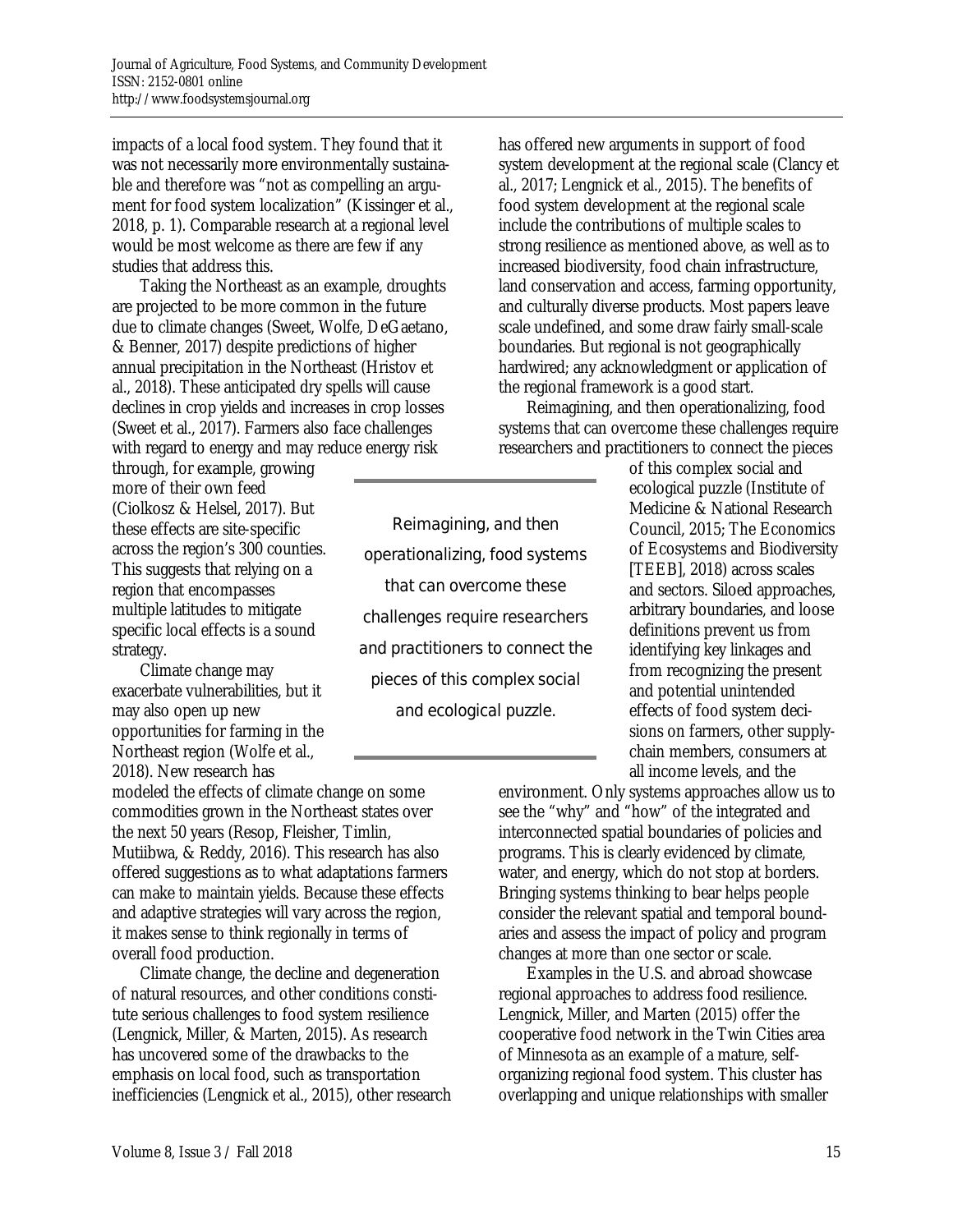impacts of a local food system. They found that it was not necessarily more environmentally sustainable and therefore was "not as compelling an argument for food system localization" (Kissinger et al., 2018, p. 1). Comparable research at a regional level would be most welcome as there are few if any studies that address this.

Taking the Northeast as an example, droughts are projected to be more common in the future due to climate changes (Sweet, Wolfe, DeGaetano, & Benner, 2017) despite predictions of higher annual precipitation in the Northeast (Hristov et al., 2018). These anticipated dry spells will cause declines in crop yields and increases in crop losses (Sweet et al., 2017). Farmers also face challenges with regard to energy and may reduce energy risk through, for example, growing more of their own feed (Ciolkosz & Helsel, 2017). But these effects are site-specific across the region's 300 counties. This suggests that relying on a region that encompasses multiple latitudes to mitigate specific local effects is a sound strategy.

Climate change may exacerbate vulnerabilities, but it may also open up new opportunities for farming in the Northeast region (Wolfe et al., 2018). New research has modeled the effects of climate change on some commodities grown in the Northeast states over the next 50 years (Resop, Fleisher, Timlin, Mutiibwa, & Reddy, 2016). This research has also offered suggestions as to what adaptations farmers can make to maintain yields. Because these effects and adaptive strategies will vary across the region, it makes sense to think regionally in terms of overall food production.

Climate change, the decline and degeneration of natural resources, and other conditions constitute serious challenges to food system resilience (Lengnick, Miller, & Marten, 2015). As research has uncovered some of the drawbacks to the emphasis on local food, such as transportation inefficiencies (Lengnick et al., 2015), other research has offered new arguments in support of food system development at the regional scale (Clancy et al., 2017; Lengnick et al., 2015). The benefits of food system development at the regional scale include the contributions of multiple scales to strong resilience as mentioned above, as well as to increased biodiversity, food chain infrastructure, land conservation and access, farming opportunity, and culturally diverse products. Most papers leave scale undefined, and some draw fairly small-scale boundaries. But regional is not geographically hardwired; any acknowledgment or application of the regional framework is a good start.

Reimagining, and then operationalizing, food systems that can overcome these challenges require researchers and practitioners to connect the pieces of this complex social and ecological puzzle (Institute of Medicine & National Research Council, 2015; The Economics of Ecosystems and Biodiversity [TEEB], 2018) across scales and sectors. Siloed approaches, arbitrary boundaries, and loose definitions prevent us from identifying key linkages and from recognizing the present and potential unintended effects of food system decisions on farmers, other supply-chain members, consumers at all income levels, and the environment. Only systems approaches allow us to see the "why" and "how" of the integrated and interconnected spatial boundaries of policies and programs. This is clearly evidenced by climate, water, and energy, which do not stop at borders. Bringing systems thinking to bear helps people consider the relevant spatial and temporal boundaries and assess the impact of policy and program changes at more than one sector or scale.

> Reimagining, and then operationalizing, food systems that can overcome these challenges require researchers and practitioners to connect the pieces of this complex social and ecological puzzle.

Examples in the U.S. and abroad showcase regional approaches to address food resilience. Lengnick, Miller, and Marten (2015) offer the cooperative food network in the Twin Cities area of Minnesota as an example of a mature, self-organizing regional food system. This cluster has overlapping and unique relationships with smaller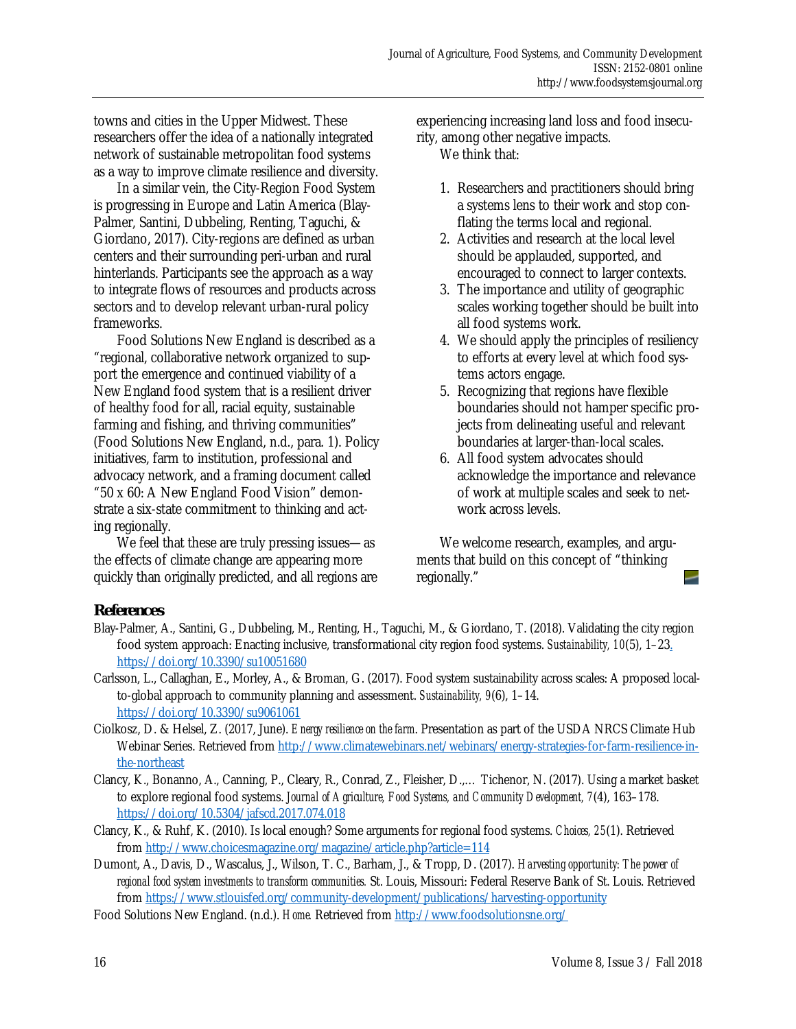towns and cities in the Upper Midwest. These researchers offer the idea of a nationally integrated network of sustainable metropolitan food systems as a way to improve climate resilience and diversity.

In a similar vein, the City-Region Food System is progressing in Europe and Latin America (Blay-Palmer, Santini, Dubbeling, Renting, Taguchi, & Giordano, 2017). City-regions are defined as urban centers and their surrounding peri-urban and rural hinterlands. Participants see the approach as a way to integrate flows of resources and products across sectors and to develop relevant urban-rural policy frameworks.

Food Solutions New England is described as a "regional, collaborative network organized to support the emergence and continued viability of a New England food system that is a resilient driver of healthy food for all, racial equity, sustainable farming and fishing, and thriving communities" (Food Solutions New England, n.d., para. 1). Policy initiatives, farm to institution, professional and advocacy network, and a framing document called "50 x 60: A New England Food Vision" demonstrate a six-state commitment to thinking and acting regionally.

We feel that these are truly pressing issues—as the effects of climate change are appearing more quickly than originally predicted, and all regions are experiencing increasing land loss and food insecurity, among other negative impacts.

We think that:

1. Researchers and practitioners should bring a systems lens to their work and stop conflating the terms local and regional.
2. Activities and research at the local level should be applauded, supported, and encouraged to connect to larger contexts.
3. The importance and utility of geographic scales working together should be built into all food systems work.
4. We should apply the principles of resiliency to efforts at every level at which food systems actors engage.
5. Recognizing that regions have flexible boundaries should not hamper specific projects from delineating useful and relevant boundaries at larger-than-local scales.
6. All food system advocates should acknowledge the importance and relevance of work at multiple scales and seek to network across levels.

We welcome research, examples, and arguments that build on this concept of "thinking regionally."

## References

Blay-Palmer, A., Santini, G., Dubbeling, M., Renting, H., Taguchi, M., & Giordano, T. (2018). Validating the city region food system approach: Enacting inclusive, transformational city region food systems. *Sustainability, 10*(5), 1–23. https://doi.org/10.3390/su10051680

Carlsson, L., Callaghan, E., Morley, A., & Broman, G. (2017). Food system sustainability across scales: A proposed local-to-global approach to community planning and assessment. *Sustainability, 9*(6), 1–14. https://doi.org/10.3390/su9061061

Ciolkosz, D. & Helsel, Z. (2017, June). *Energy resilience on the farm*. Presentation as part of the USDA NRCS Climate Hub Webinar Series. Retrieved from http://www.climatewebinars.net/webinars/energy-strategies-for-farm-resilience-in-the-northeast

Clancy, K., Bonanno, A., Canning, P., Cleary, R., Conrad, Z., Fleisher, D.,… Tichenor, N. (2017). Using a market basket to explore regional food systems. *Journal of Agriculture, Food Systems, and Community Development, 7*(4), 163–178. https://doi.org/10.5304/jafscd.2017.074.018

Clancy, K., & Ruhf, K. (2010). Is local enough? Some arguments for regional food systems. *Choices, 25*(1). Retrieved from http://www.choicesmagazine.org/magazine/article.php?article=114

Dumont, A., Davis, D., Wascalus, J., Wilson, T. C., Barham, J., & Tropp, D. (2017). *Harvesting opportunity: The power of regional food system investments to transform communities.* St. Louis, Missouri: Federal Reserve Bank of St. Louis. Retrieved from https://www.stlouisfed.org/community-development/publications/harvesting-opportunity

Food Solutions New England. (n.d.). *Home.* Retrieved from http://www.foodsolutionsne.org/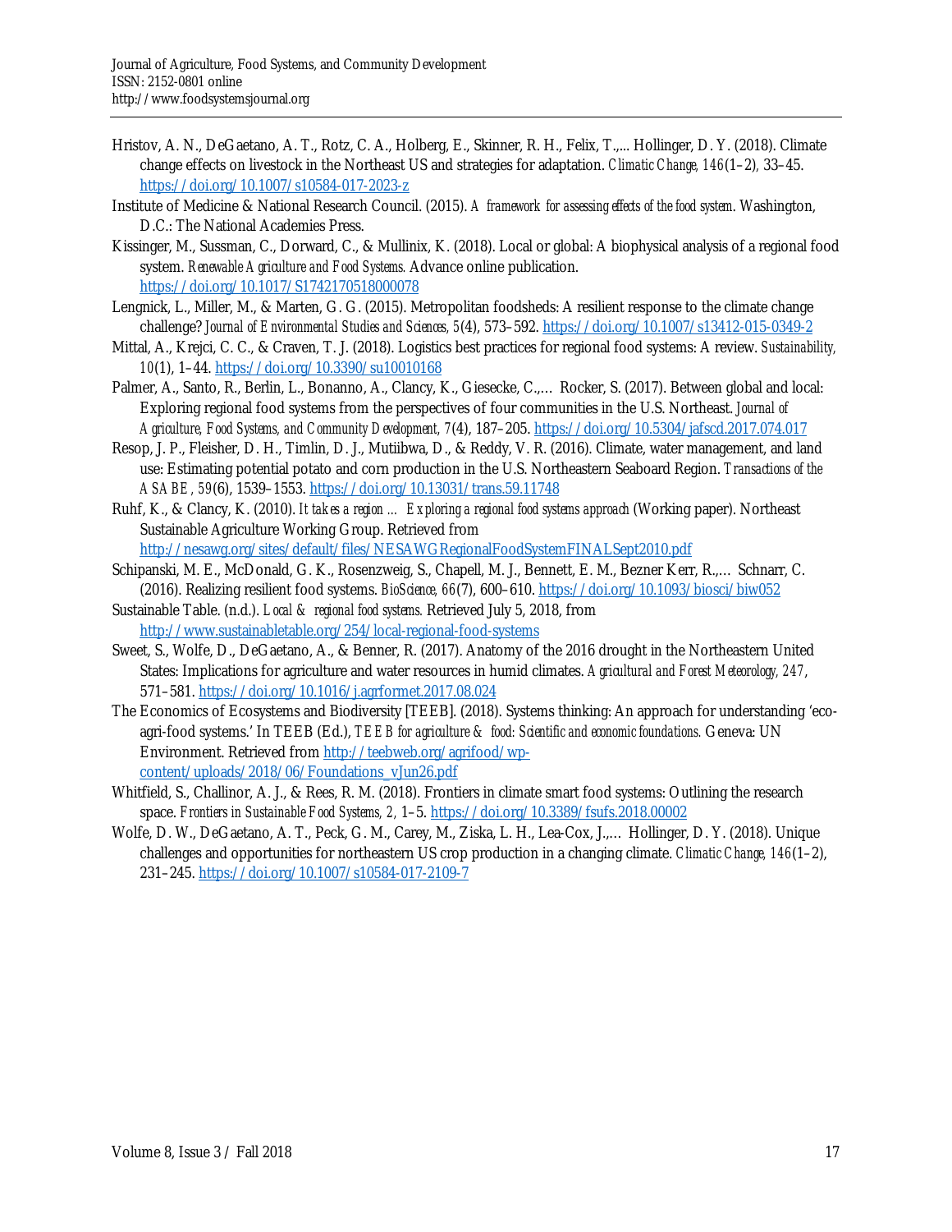Hristov, A. N., DeGaetano, A. T., Rotz, C. A., Holberg, E., Skinner, R. H., Felix, T.,... Hollinger, D. Y. (2018). Climate change effects on livestock in the Northeast US and strategies for adaptation. *Climatic Change, 146*(1–2), 33–45. https://doi.org/10.1007/s10584-017-2023-z

Institute of Medicine & National Research Council. (2015). *A framework for assessing effects of the food system.* Washington, D.C.: The National Academies Press.

Kissinger, M., Sussman, C., Dorward, C., & Mullinix, K. (2018). Local or global: A biophysical analysis of a regional food system. *Renewable Agriculture and Food Systems.* Advance online publication. https://doi.org/10.1017/S1742170518000078

Lengnick, L., Miller, M., & Marten, G. G. (2015). Metropolitan foodsheds: A resilient response to the climate change challenge? *Journal of Environmental Studies and Sciences, 5*(4), 573–592. https://doi.org/10.1007/s13412-015-0349-2

Mittal, A., Krejci, C. C., & Craven, T. J. (2018). Logistics best practices for regional food systems: A review. *Sustainability, 10*(1), 1–44. https://doi.org/10.3390/su10010168

Palmer, A., Santo, R., Berlin, L., Bonanno, A., Clancy, K., Giesecke, C.,… Rocker, S. (2017). Between global and local: Exploring regional food systems from the perspectives of four communities in the U.S. Northeast. *Journal of Agriculture, Food Systems, and Community Development, 7*(4), 187–205. https://doi.org/10.5304/jafscd.2017.074.017

Resop, J. P., Fleisher, D. H., Timlin, D. J., Mutiibwa, D., & Reddy, V. R. (2016). Climate, water management, and land use: Estimating potential potato and corn production in the U.S. Northeastern Seaboard Region. *Transactions of the ASABE, 59*(6), 1539–1553. https://doi.org/10.13031/trans.59.11748

Ruhf, K., & Clancy, K. (2010). *It takes a region … Exploring a regional food systems approach* (Working paper). Northeast Sustainable Agriculture Working Group. Retrieved from http://nesawg.org/sites/default/files/NESAWGRegionalFoodSystemFINALSept2010.pdf

Schipanski, M. E., McDonald, G. K., Rosenzweig, S., Chapell, M. J., Bennett, E. M., Bezner Kerr, R.,… Schnarr, C. (2016). Realizing resilient food systems. *BioScience, 66*(7), 600–610. https://doi.org/10.1093/biosci/biw052

Sustainable Table. (n.d.). *Local & regional food systems.* Retrieved July 5, 2018, from http://www.sustainabletable.org/254/local-regional-food-systems

Sweet, S., Wolfe, D., DeGaetano, A., & Benner, R. (2017). Anatomy of the 2016 drought in the Northeastern United States: Implications for agriculture and water resources in humid climates. *Agricultural and Forest Meteorology, 247*, 571–581. https://doi.org/10.1016/j.agrformet.2017.08.024

The Economics of Ecosystems and Biodiversity [TEEB]. (2018). Systems thinking: An approach for understanding 'eco-agri-food systems.' In TEEB (Ed.), *TEEB for agriculture & food: Scientific and economic foundations.* Geneva: UN Environment. Retrieved from http://teebweb.org/agrifood/wp-content/uploads/2018/06/Foundations_vJun26.pdf

Whitfield, S., Challinor, A. J., & Rees, R. M. (2018). Frontiers in climate smart food systems: Outlining the research space. *Frontiers in Sustainable Food Systems, 2,* 1–5. https://doi.org/10.3389/fsufs.2018.00002

Wolfe, D. W., DeGaetano, A. T., Peck, G. M., Carey, M., Ziska, L. H., Lea-Cox, J.,… Hollinger, D. Y. (2018). Unique challenges and opportunities for northeastern US crop production in a changing climate. *Climatic Change, 146*(1–2), 231–245. https://doi.org/10.1007/s10584-017-2109-7